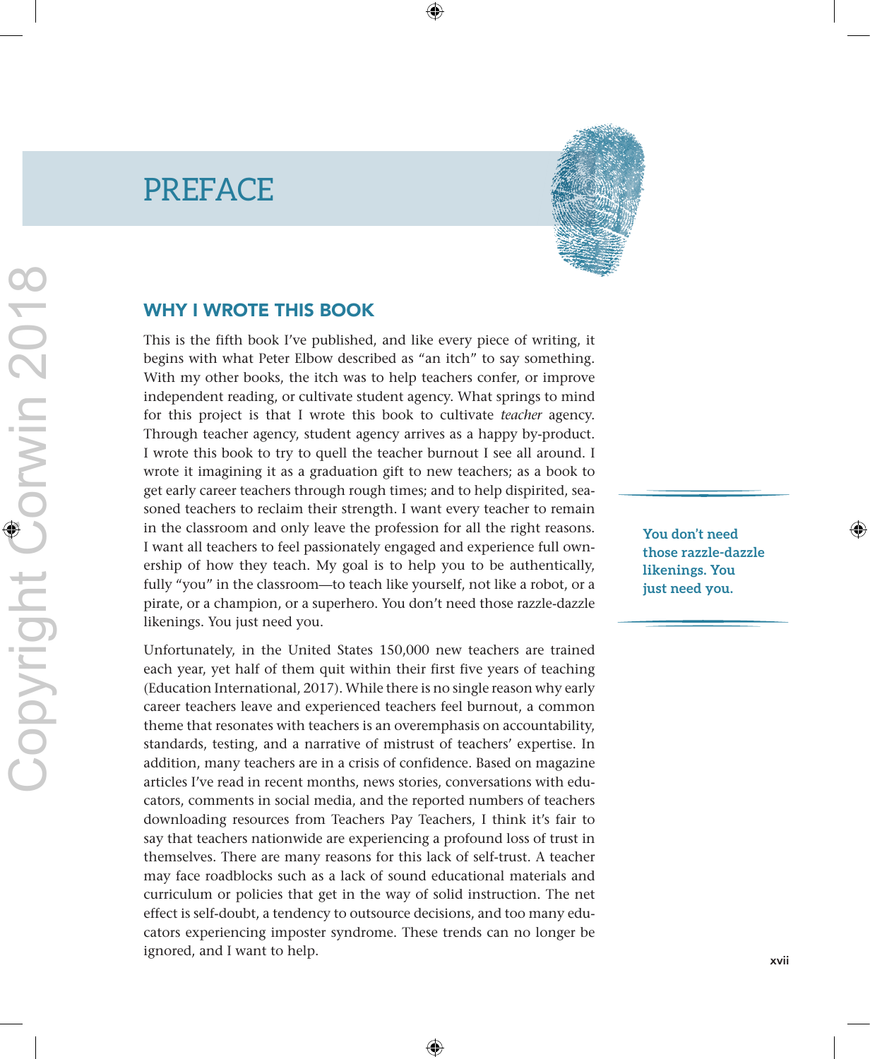# PREFACE

## WHY I WROTE THIS BOOK

This is the fifth book I've published, and like every piece of writing, it begins with what Peter Elbow described as "an itch" to say something. With my other books, the itch was to help teachers confer, or improve independent reading, or cultivate student agency. What springs to mind for this project is that I wrote this book to cultivate *teacher* agency. Through teacher agency, student agency arrives as a happy by-product. I wrote this book to try to quell the teacher burnout I see all around. I wrote it imagining it as a graduation gift to new teachers; as a book to get early career teachers through rough times; and to help dispirited, seasoned teachers to reclaim their strength. I want every teacher to remain in the classroom and only leave the profession for all the right reasons. I want all teachers to feel passionately engaged and experience full ownership of how they teach. My goal is to help you to be authentically, fully "you" in the classroom—to teach like yourself, not like a robot, or a pirate, or a champion, or a superhero. You don't need those razzle-dazzle likenings. You just need you.

> **You don't need those razzle-dazzle likenings. You just need you.**

Unfortunately, in the United States 150,000 new teachers are trained each year, yet half of them quit within their first five years of teaching (Education International, 2017). While there is no single reason why early career teachers leave and experienced teachers feel burnout, a common theme that resonates with teachers is an overemphasis on accountability, standards, testing, and a narrative of mistrust of teachers' expertise. In addition, many teachers are in a crisis of confidence. Based on magazine articles I've read in recent months, news stories, conversations with educators, comments in social media, and the reported numbers of teachers downloading resources from Teachers Pay Teachers, I think it's fair to say that teachers nationwide are experiencing a profound loss of trust in themselves. There are many reasons for this lack of self-trust. A teacher may face roadblocks such as a lack of sound educational materials and curriculum or policies that get in the way of solid instruction. The net effect is self-doubt, a tendency to outsource decisions, and too many educators experiencing imposter syndrome. These trends can no longer be ignored, and I want to help.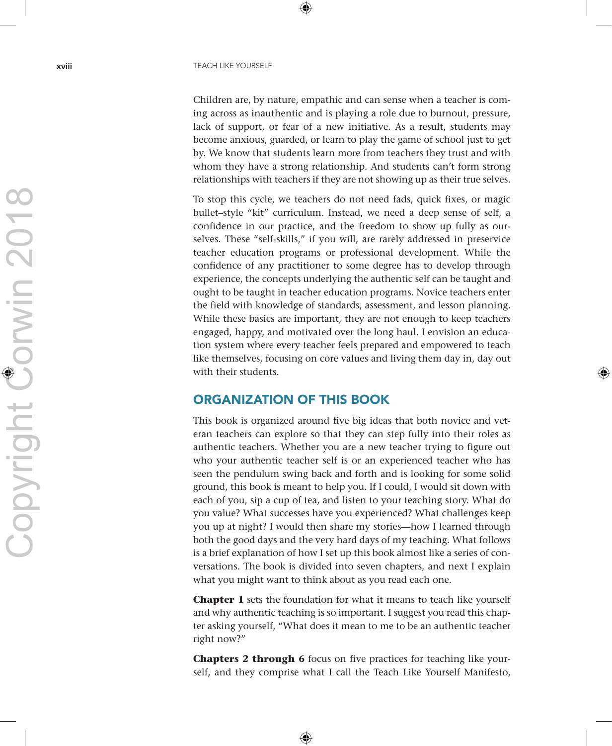Children are, by nature, empathic and can sense when a teacher is coming across as inauthentic and is playing a role due to burnout, pressure, lack of support, or fear of a new initiative. As a result, students may become anxious, guarded, or learn to play the game of school just to get by. We know that students learn more from teachers they trust and with whom they have a strong relationship. And students can't form strong relationships with teachers if they are not showing up as their true selves.

To stop this cycle, we teachers do not need fads, quick fixes, or magic bullet–style "kit" curriculum. Instead, we need a deep sense of self, a confidence in our practice, and the freedom to show up fully as ourselves. These "self-skills," if you will, are rarely addressed in preservice teacher education programs or professional development. While the confidence of any practitioner to some degree has to develop through experience, the concepts underlying the authentic self can be taught and ought to be taught in teacher education programs. Novice teachers enter the field with knowledge of standards, assessment, and lesson planning. While these basics are important, they are not enough to keep teachers engaged, happy, and motivated over the long haul. I envision an education system where every teacher feels prepared and empowered to teach like themselves, focusing on core values and living them day in, day out with their students.

## ORGANIZATION OF THIS BOOK

This book is organized around five big ideas that both novice and veteran teachers can explore so that they can step fully into their roles as authentic teachers. Whether you are a new teacher trying to figure out who your authentic teacher self is or an experienced teacher who has seen the pendulum swing back and forth and is looking for some solid ground, this book is meant to help you. If I could, I would sit down with each of you, sip a cup of tea, and listen to your teaching story. What do you value? What successes have you experienced? What challenges keep you up at night? I would then share my stories—how I learned through both the good days and the very hard days of my teaching. What follows is a brief explanation of how I set up this book almost like a series of conversations. The book is divided into seven chapters, and next I explain what you might want to think about as you read each one.

**Chapter 1** sets the foundation for what it means to teach like yourself and why authentic teaching is so important. I suggest you read this chapter asking yourself, "What does it mean to me to be an authentic teacher right now?"

**Chapters 2 through 6** focus on five practices for teaching like yourself, and they comprise what I call the Teach Like Yourself Manifesto,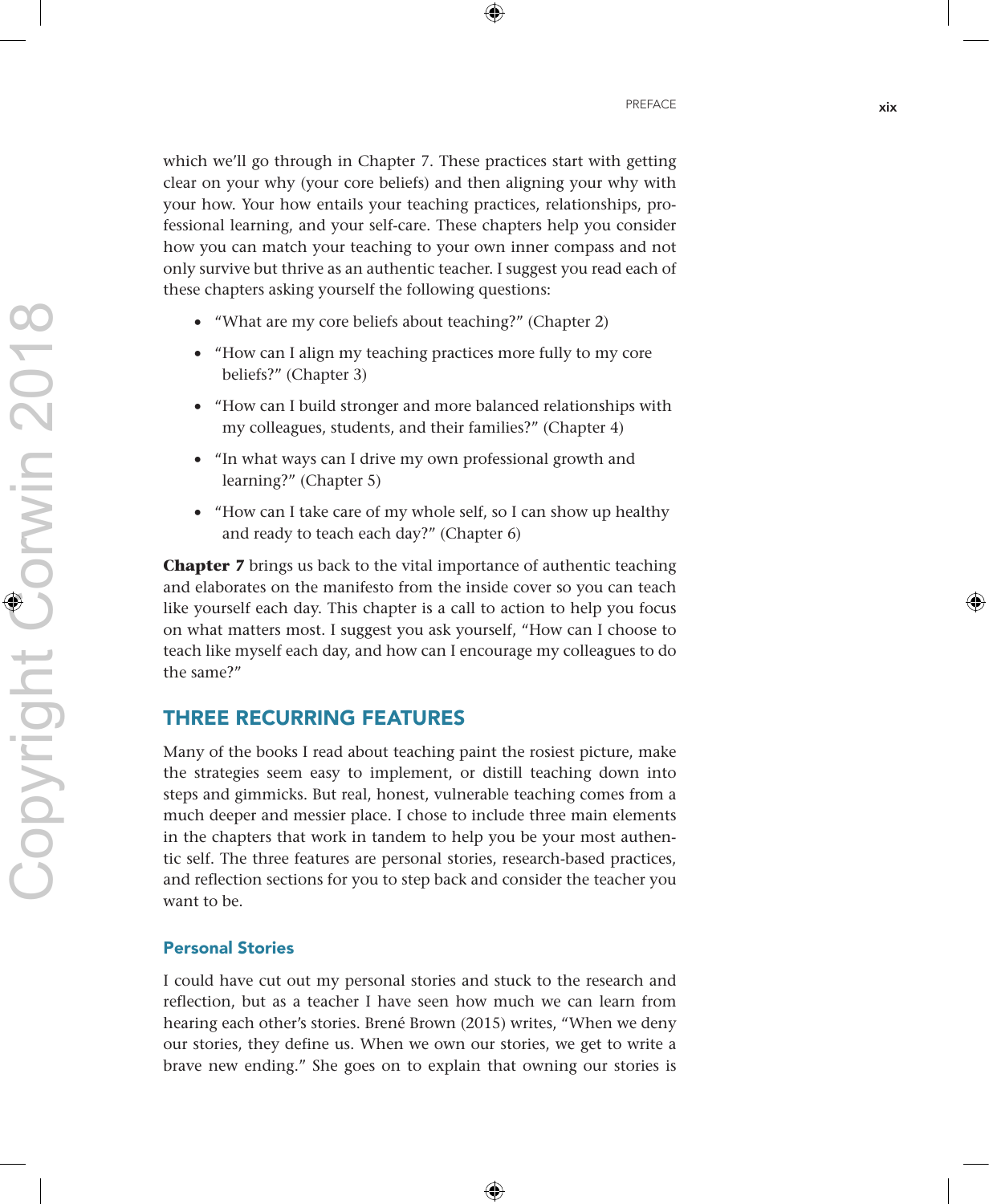which we'll go through in Chapter 7. These practices start with getting clear on your why (your core beliefs) and then aligning your why with your how. Your how entails your teaching practices, relationships, professional learning, and your self-care. These chapters help you consider how you can match your teaching to your own inner compass and not only survive but thrive as an authentic teacher. I suggest you read each of these chapters asking yourself the following questions:

- "What are my core beliefs about teaching?" (Chapter 2)
- "How can I align my teaching practices more fully to my core beliefs?" (Chapter 3)
- "How can I build stronger and more balanced relationships with my colleagues, students, and their families?" (Chapter 4)
- "In what ways can I drive my own professional growth and learning?" (Chapter 5)
- "How can I take care of my whole self, so I can show up healthy and ready to teach each day?" (Chapter 6)

**Chapter 7** brings us back to the vital importance of authentic teaching and elaborates on the manifesto from the inside cover so you can teach like yourself each day. This chapter is a call to action to help you focus on what matters most. I suggest you ask yourself, "How can I choose to teach like myself each day, and how can I encourage my colleagues to do the same?"

## THREE RECURRING FEATURES

Many of the books I read about teaching paint the rosiest picture, make the strategies seem easy to implement, or distill teaching down into steps and gimmicks. But real, honest, vulnerable teaching comes from a much deeper and messier place. I chose to include three main elements in the chapters that work in tandem to help you be your most authentic self. The three features are personal stories, research-based practices, and reflection sections for you to step back and consider the teacher you want to be.

### Personal Stories

I could have cut out my personal stories and stuck to the research and reflection, but as a teacher I have seen how much we can learn from hearing each other's stories. Brené Brown (2015) writes, "When we deny our stories, they define us. When we own our stories, we get to write a brave new ending." She goes on to explain that owning our stories is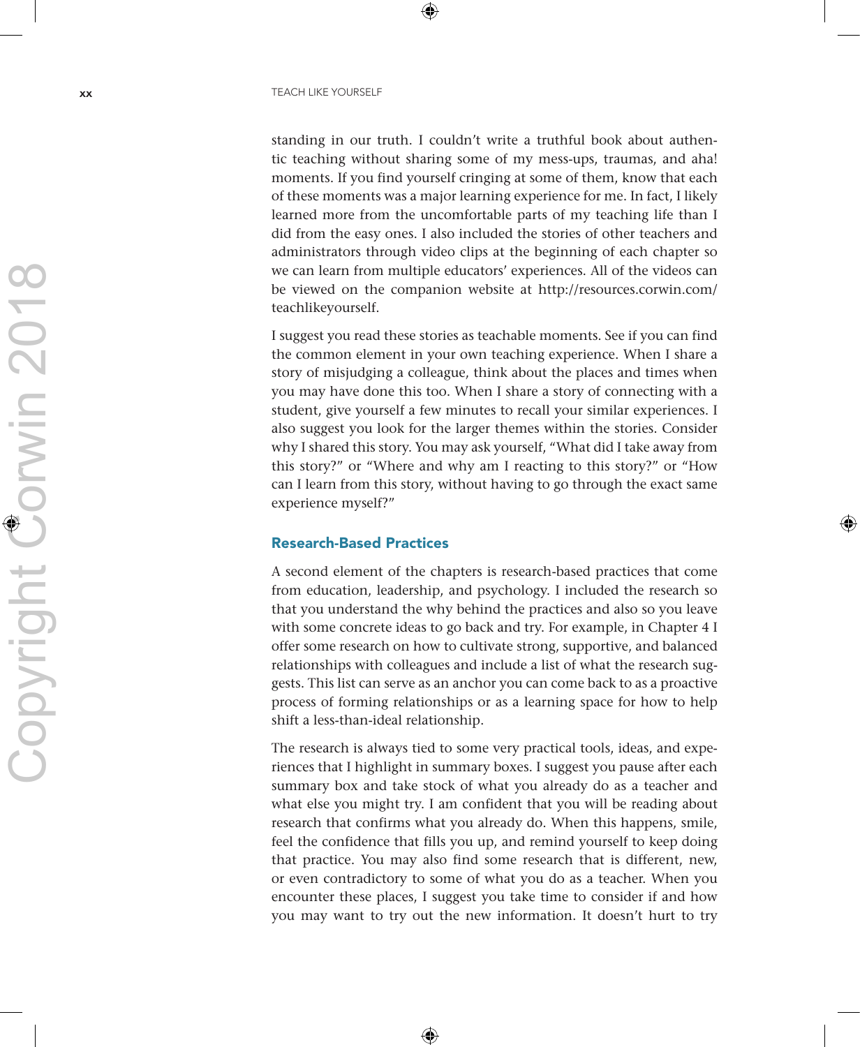standing in our truth. I couldn't write a truthful book about authentic teaching without sharing some of my mess-ups, traumas, and aha! moments. If you find yourself cringing at some of them, know that each of these moments was a major learning experience for me. In fact, I likely learned more from the uncomfortable parts of my teaching life than I did from the easy ones. I also included the stories of other teachers and administrators through video clips at the beginning of each chapter so we can learn from multiple educators' experiences. All of the videos can be viewed on the companion website at http://resources.corwin.com/teachlikeyourself.

I suggest you read these stories as teachable moments. See if you can find the common element in your own teaching experience. When I share a story of misjudging a colleague, think about the places and times when you may have done this too. When I share a story of connecting with a student, give yourself a few minutes to recall your similar experiences. I also suggest you look for the larger themes within the stories. Consider why I shared this story. You may ask yourself, "What did I take away from this story?" or "Where and why am I reacting to this story?" or "How can I learn from this story, without having to go through the exact same experience myself?"

### Research-Based Practices

A second element of the chapters is research-based practices that come from education, leadership, and psychology. I included the research so that you understand the why behind the practices and also so you leave with some concrete ideas to go back and try. For example, in Chapter 4 I offer some research on how to cultivate strong, supportive, and balanced relationships with colleagues and include a list of what the research suggests. This list can serve as an anchor you can come back to as a proactive process of forming relationships or as a learning space for how to help shift a less-than-ideal relationship.

The research is always tied to some very practical tools, ideas, and experiences that I highlight in summary boxes. I suggest you pause after each summary box and take stock of what you already do as a teacher and what else you might try. I am confident that you will be reading about research that confirms what you already do. When this happens, smile, feel the confidence that fills you up, and remind yourself to keep doing that practice. You may also find some research that is different, new, or even contradictory to some of what you do as a teacher. When you encounter these places, I suggest you take time to consider if and how you may want to try out the new information. It doesn't hurt to try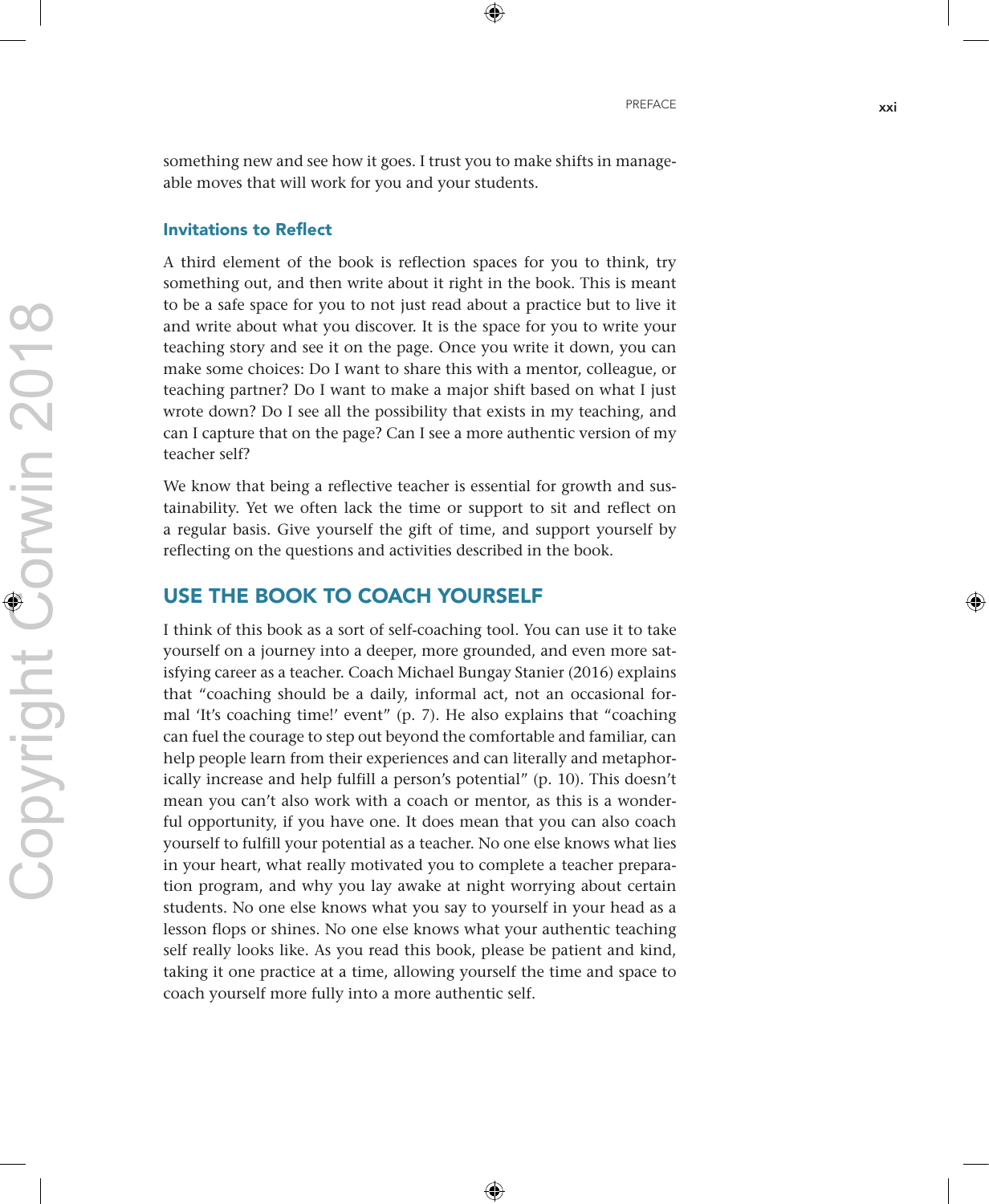something new and see how it goes. I trust you to make shifts in manageable moves that will work for you and your students.

### Invitations to Reflect

A third element of the book is reflection spaces for you to think, try something out, and then write about it right in the book. This is meant to be a safe space for you to not just read about a practice but to live it and write about what you discover. It is the space for you to write your teaching story and see it on the page. Once you write it down, you can make some choices: Do I want to share this with a mentor, colleague, or teaching partner? Do I want to make a major shift based on what I just wrote down? Do I see all the possibility that exists in my teaching, and can I capture that on the page? Can I see a more authentic version of my teacher self?

We know that being a reflective teacher is essential for growth and sustainability. Yet we often lack the time or support to sit and reflect on a regular basis. Give yourself the gift of time, and support yourself by reflecting on the questions and activities described in the book.

## USE THE BOOK TO COACH YOURSELF

I think of this book as a sort of self-coaching tool. You can use it to take yourself on a journey into a deeper, more grounded, and even more satisfying career as a teacher. Coach Michael Bungay Stanier (2016) explains that "coaching should be a daily, informal act, not an occasional formal 'It's coaching time!' event" (p. 7). He also explains that "coaching can fuel the courage to step out beyond the comfortable and familiar, can help people learn from their experiences and can literally and metaphorically increase and help fulfill a person's potential" (p. 10). This doesn't mean you can't also work with a coach or mentor, as this is a wonderful opportunity, if you have one. It does mean that you can also coach yourself to fulfill your potential as a teacher. No one else knows what lies in your heart, what really motivated you to complete a teacher preparation program, and why you lay awake at night worrying about certain students. No one else knows what you say to yourself in your head as a lesson flops or shines. No one else knows what your authentic teaching self really looks like. As you read this book, please be patient and kind, taking it one practice at a time, allowing yourself the time and space to coach yourself more fully into a more authentic self.